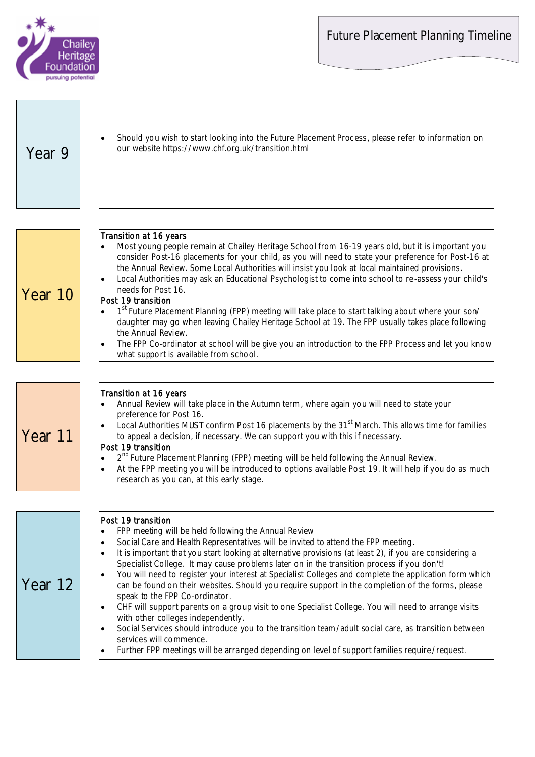# Future Placement Planning Timeline

## Year 9

- Should you wish to start looking into the Future Placement Process, please refer to information on our website https://www.chf.org.uk/transition.html

## Year 10

**Transition at 16 years**

- Most young people remain at Chailey Heritage School from 16-19 years old, but it is important you consider Post-16 placements for your child, as you will need to state your preference for Post-16 at the Annual Review. Some Local Authorities will insist you look at local maintained provisions.
- Local Authorities may ask an Educational Psychologist to come into school to re-assess your child's needs for Post 16.

**Post 19 transition**

- 1st Future Placement Planning (FPP) meeting will take place to start talking about where your son/daughter may go when leaving Chailey Heritage School at 19. The FPP usually takes place following the Annual Review.
- The FPP Co-ordinator at school will be give you an introduction to the FPP Process and let you know what support is available from school.

## Year 11

**Transition at 16 years**

- Annual Review will take place in the Autumn term, where again you will need to state your preference for Post 16.
- Local Authorities MUST confirm Post 16 placements by the 31st March. This allows time for families to appeal a decision, if necessary. We can support you with this if necessary.

**Post 19 transition**

- 2nd Future Placement Planning (FPP) meeting will be held following the Annual Review.
- At the FPP meeting you will be introduced to options available Post 19. It will help if you do as much research as you can, at this early stage.

## Year 12

**Post 19 transition**

- FPP meeting will be held following the Annual Review
- Social Care and Health Representatives will be invited to attend the FPP meeting.
- It is important that you start looking at alternative provisions (at least 2), if you are considering a Specialist College. It may cause problems later on in the transition process if you don't!
- You will need to register your interest at Specialist Colleges and complete the application form which can be found on their websites. Should you require support in the completion of the forms, please speak to the FPP Co-ordinator.
- CHF will support parents on a group visit to one Specialist College. You will need to arrange visits with other colleges independently.
- Social Services should introduce you to the transition team/adult social care, as transition between services will commence.
- Further FPP meetings will be arranged depending on level of support families require/request.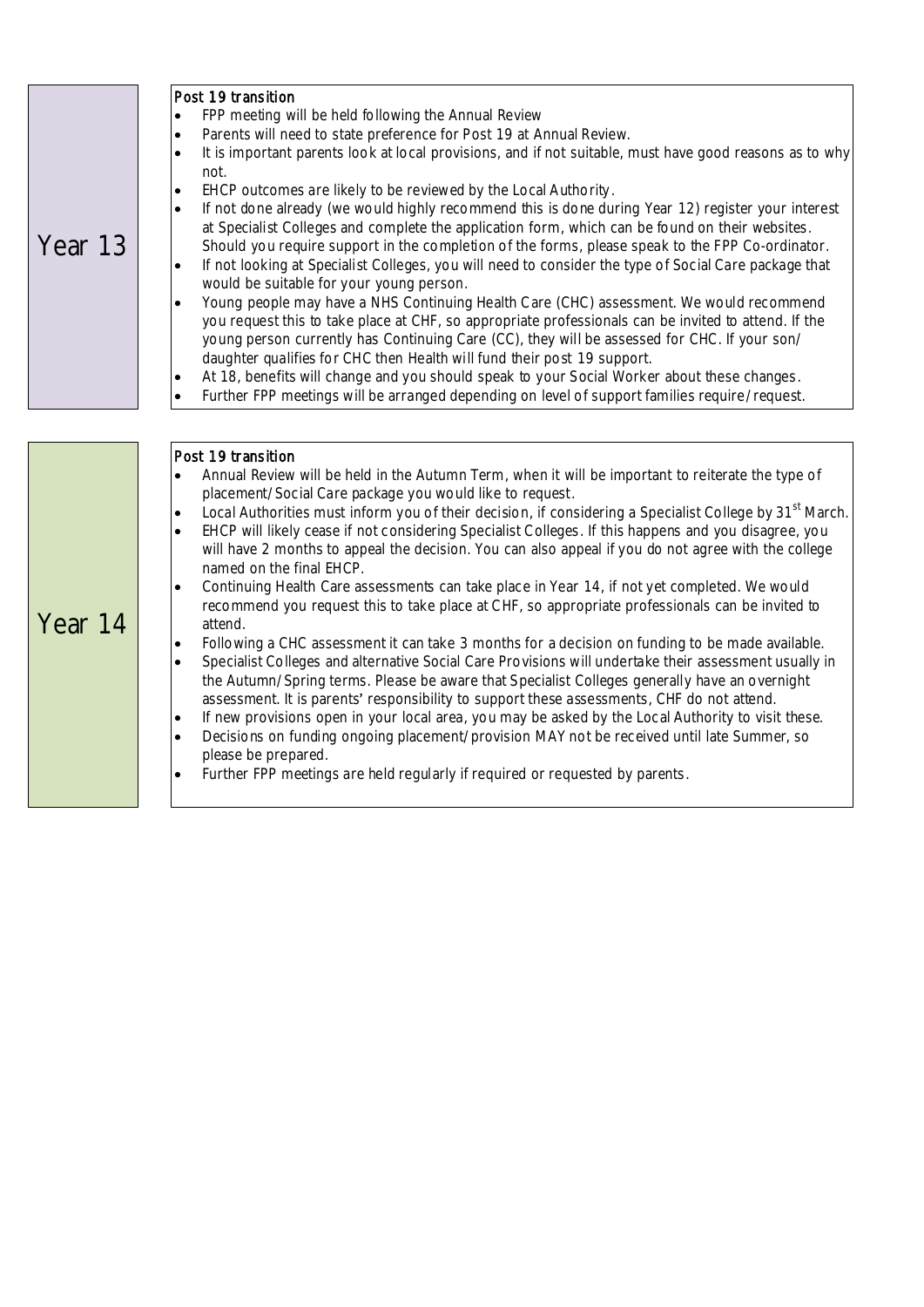## Year 13

**Post 19 transition**

- FPP meeting will be held following the Annual Review
- Parents will need to state preference for Post 19 at Annual Review.
- It is important parents look at local provisions, and if not suitable, must have good reasons as to why not.
- EHCP outcomes are likely to be reviewed by the Local Authority.
- If not done already (we would highly recommend this is done during Year 12) register your interest at Specialist Colleges and complete the application form, which can be found on their websites. Should you require support in the completion of the forms, please speak to the FPP Co-ordinator.
- If not looking at Specialist Colleges, you will need to consider the type of Social Care package that would be suitable for your young person.
- Young people may have a NHS Continuing Health Care (CHC) assessment. We would recommend you request this to take place at CHF, so appropriate professionals can be invited to attend. If the young person currently has Continuing Care (CC), they will be assessed for CHC. If your son/ daughter qualifies for CHC then Health will fund their post 19 support.
- At 18, benefits will change and you should speak to your Social Worker about these changes.
- Further FPP meetings will be arranged depending on level of support families require/request.

## Year 14

**Post 19 transition**

- Annual Review will be held in the Autumn Term, when it will be important to reiterate the type of placement/Social Care package you would like to request.
- Local Authorities must inform you of their decision, if considering a Specialist College by 31st March.
- EHCP will likely cease if not considering Specialist Colleges. If this happens and you disagree, you will have 2 months to appeal the decision. You can also appeal if you do not agree with the college named on the final EHCP.
- Continuing Health Care assessments can take place in Year 14, if not yet completed. We would recommend you request this to take place at CHF, so appropriate professionals can be invited to attend.
- Following a CHC assessment it can take 3 months for a decision on funding to be made available.
- Specialist Colleges and alternative Social Care Provisions will undertake their assessment usually in the Autumn/Spring terms. Please be aware that Specialist Colleges generally have an overnight assessment. It is parents' responsibility to support these assessments, CHF do not attend.
- If new provisions open in your local area, you may be asked by the Local Authority to visit these.
- Decisions on funding ongoing placement/provision MAY not be received until late Summer, so please be prepared.
- Further FPP meetings are held regularly if required or requested by parents.